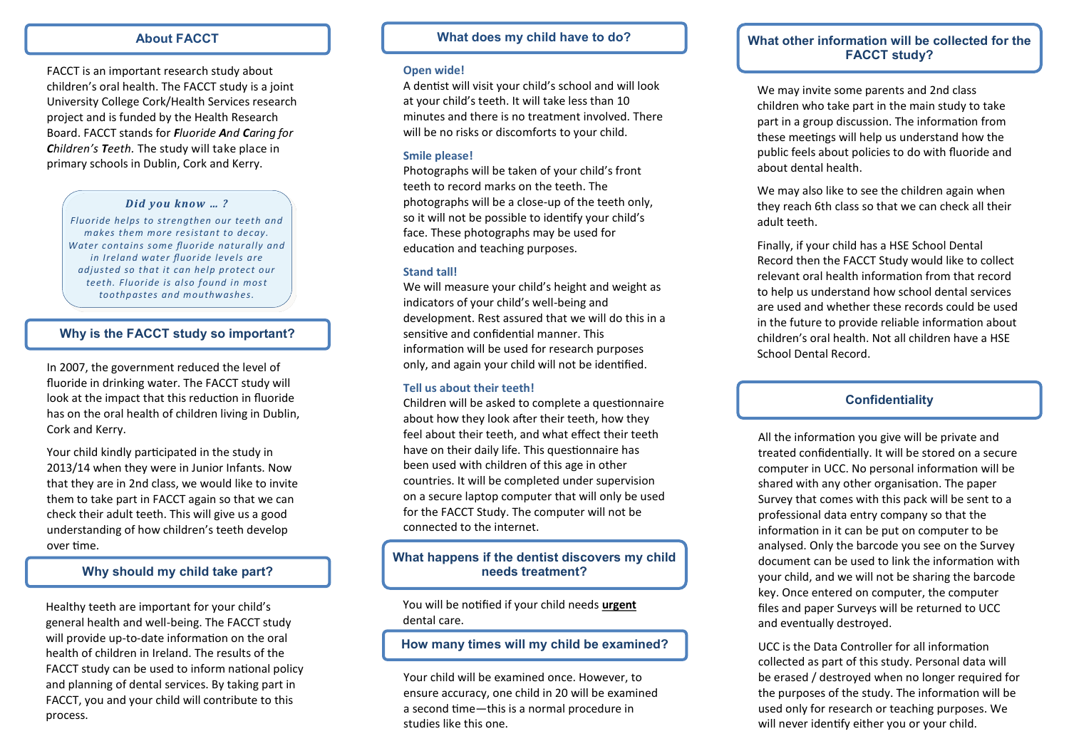## About FACCT

FACCT is an important research study about children's oral health. The FACCT study is a joint University College Cork/Health Services research project and is funded by the Health Research Board. FACCT stands for ***F****luoride* ***A****nd* ***C****aring for* ***C****hildren's* ***T****eeth.* The study will take place in primary schools in Dublin, Cork and Kerry.

> ***Did you know … ?***
>
> *Fluoride helps to strengthen our teeth and makes them more resistant to decay. Water contains some fluoride naturally and in Ireland water fluoride levels are adjusted so that it can help protect our teeth. Fluoride is also found in most toothpastes and mouthwashes.*

## Why is the FACCT study so important?

In 2007, the government reduced the level of fluoride in drinking water. The FACCT study will look at the impact that this reduction in fluoride has on the oral health of children living in Dublin, Cork and Kerry.

Your child kindly participated in the study in 2013/14 when they were in Junior Infants. Now that they are in 2nd class, we would like to invite them to take part in FACCT again so that we can check their adult teeth. This will give us a good understanding of how children's teeth develop over time.

## Why should my child take part?

Healthy teeth are important for your child's general health and well-being. The FACCT study will provide up-to-date information on the oral health of children in Ireland. The results of the FACCT study can be used to inform national policy and planning of dental services. By taking part in FACCT, you and your child will contribute to this process.

## What does my child have to do?

### Open wide!

A dentist will visit your child's school and will look at your child's teeth. It will take less than 10 minutes and there is no treatment involved. There will be no risks or discomforts to your child.

### Smile please!

Photographs will be taken of your child's front teeth to record marks on the teeth. The photographs will be a close-up of the teeth only, so it will not be possible to identify your child's face. These photographs may be used for education and teaching purposes.

### Stand tall!

We will measure your child's height and weight as indicators of your child's well-being and development. Rest assured that we will do this in a sensitive and confidential manner. This information will be used for research purposes only, and again your child will not be identified.

### Tell us about their teeth!

Children will be asked to complete a questionnaire about how they look after their teeth, how they feel about their teeth, and what effect their teeth have on their daily life. This questionnaire has been used with children of this age in other countries. It will be completed under supervision on a secure laptop computer that will only be used for the FACCT Study. The computer will not be connected to the internet.

## What happens if the dentist discovers my child needs treatment?

You will be notified if your child needs **urgent** dental care.

## How many times will my child be examined?

Your child will be examined once. However, to ensure accuracy, one child in 20 will be examined a second time—this is a normal procedure in studies like this one.

## What other information will be collected for the FACCT study?

We may invite some parents and 2nd class children who take part in the main study to take part in a group discussion. The information from these meetings will help us understand how the public feels about policies to do with fluoride and about dental health.

We may also like to see the children again when they reach 6th class so that we can check all their adult teeth.

Finally, if your child has a HSE School Dental Record then the FACCT Study would like to collect relevant oral health information from that record to help us understand how school dental services are used and whether these records could be used in the future to provide reliable information about children's oral health. Not all children have a HSE School Dental Record.

## Confidentiality

All the information you give will be private and treated confidentially. It will be stored on a secure computer in UCC. No personal information will be shared with any other organisation. The paper Survey that comes with this pack will be sent to a professional data entry company so that the information in it can be put on computer to be analysed. Only the barcode you see on the Survey document can be used to link the information with your child, and we will not be sharing the barcode key. Once entered on computer, the computer files and paper Surveys will be returned to UCC and eventually destroyed.

UCC is the Data Controller for all information collected as part of this study. Personal data will be erased / destroyed when no longer required for the purposes of the study. The information will be used only for research or teaching purposes. We will never identify either you or your child.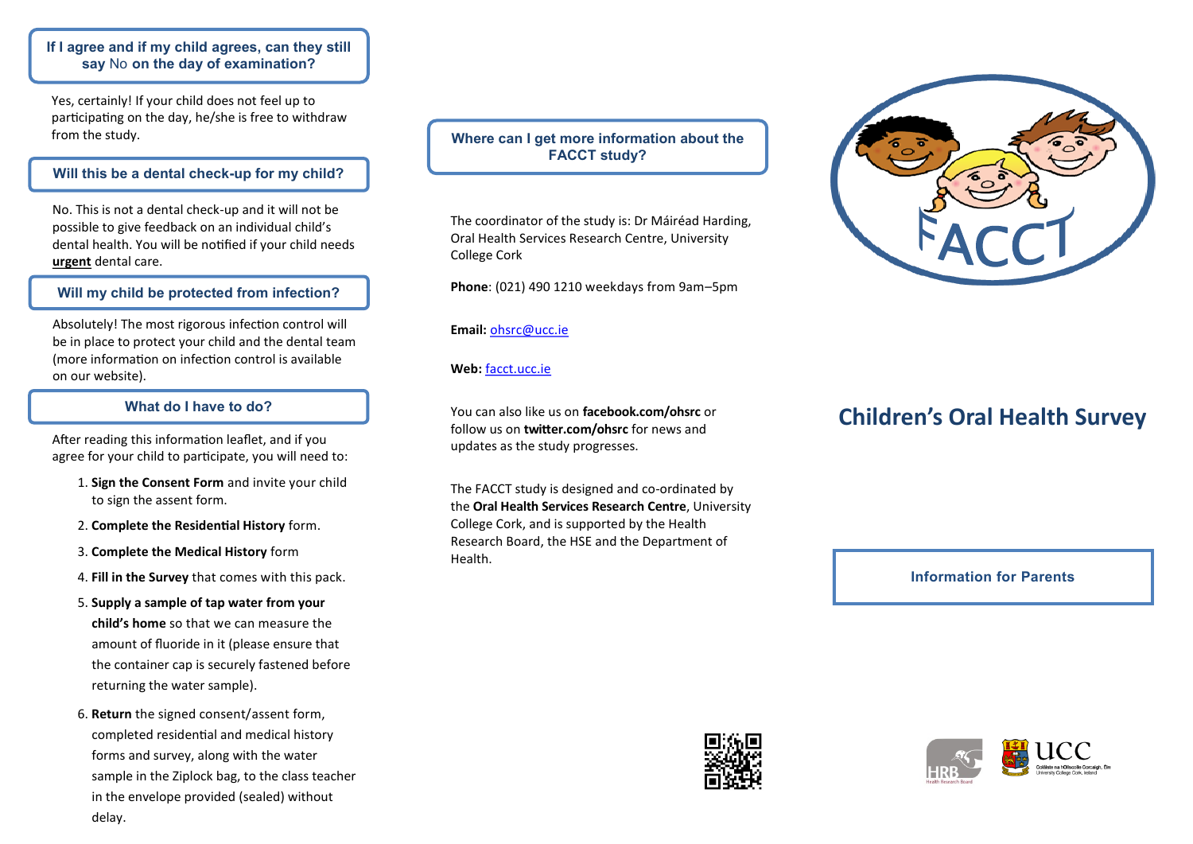## If I agree and if my child agrees, can they still say No on the day of examination?

Yes, certainly! If your child does not feel up to participating on the day, he/she is free to withdraw from the study.

## Will this be a dental check-up for my child?

No. This is not a dental check-up and it will not be possible to give feedback on an individual child's dental health. You will be notified if your child needs **urgent** dental care.

## Will my child be protected from infection?

Absolutely! The most rigorous infection control will be in place to protect your child and the dental team (more information on infection control is available on our website).

## What do I have to do?

After reading this information leaflet, and if you agree for your child to participate, you will need to:

1. **Sign the Consent Form** and invite your child to sign the assent form.
2. **Complete the Residential History** form.
3. **Complete the Medical History** form
4. **Fill in the Survey** that comes with this pack.
5. **Supply a sample of tap water from your child's home** so that we can measure the amount of fluoride in it (please ensure that the container cap is securely fastened before returning the water sample).
6. **Return** the signed consent/assent form, completed residential and medical history forms and survey, along with the water sample in the Ziplock bag, to the class teacher in the envelope provided (sealed) without delay.

## Where can I get more information about the FACCT study?

The coordinator of the study is: Dr Máiréad Harding, Oral Health Services Research Centre, University College Cork

**Phone**: (021) 490 1210 weekdays from 9am–5pm

**Email:** ohsrc@ucc.ie

**Web:** facct.ucc.ie

You can also like us on **facebook.com/ohsrc** or follow us on **twitter.com/ohsrc** for news and updates as the study progresses.

The FACCT study is designed and co-ordinated by the **Oral Health Services Research Centre**, University College Cork, and is supported by the Health Research Board, the HSE and the Department of Health.

FACCT

# Children's Oral Health Survey

## Information for Parents

HRB Health Research Board

UCC Coláiste na hOllscoile Corcaigh, Éire University College Cork, Ireland